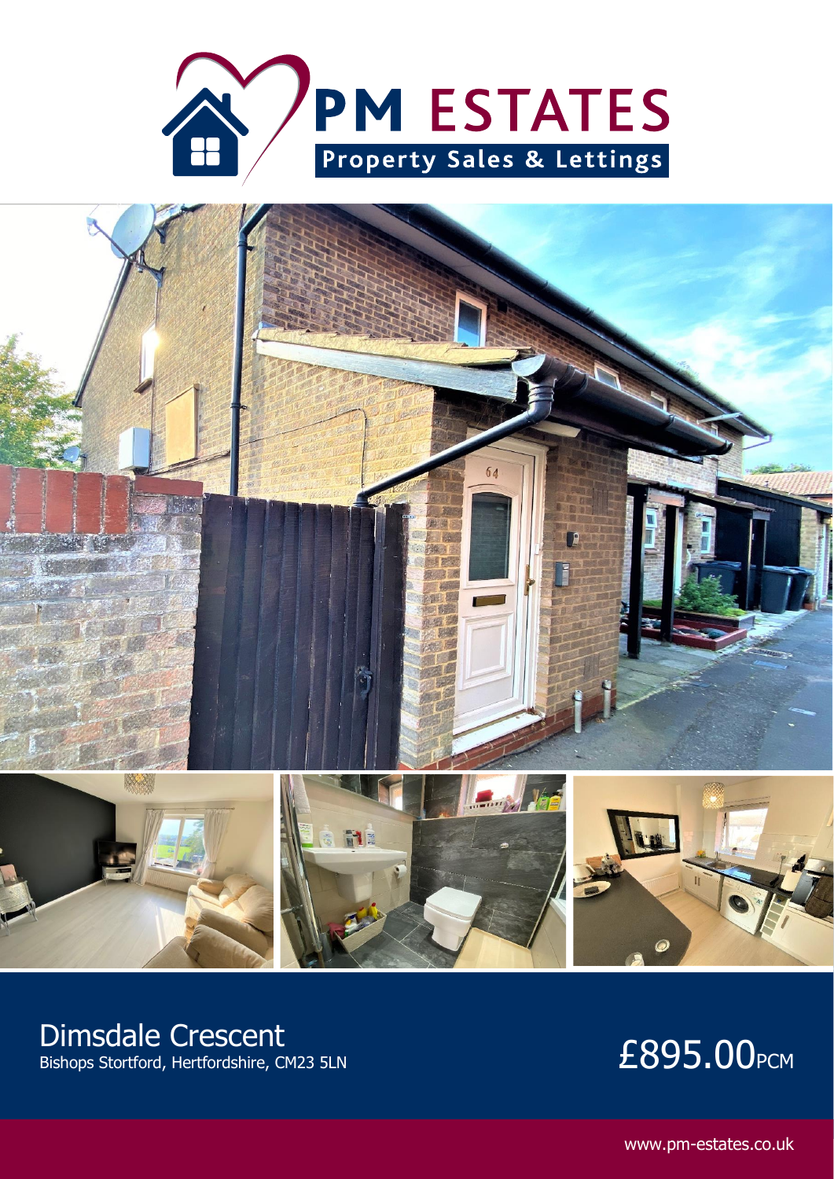PM ESTATES

Property Sales & Lettings

# Dimsdale Crescent

Bishops Stortford, Hertfordshire, CM23 5LN

£895.00PCM

www.pm-estates.co.uk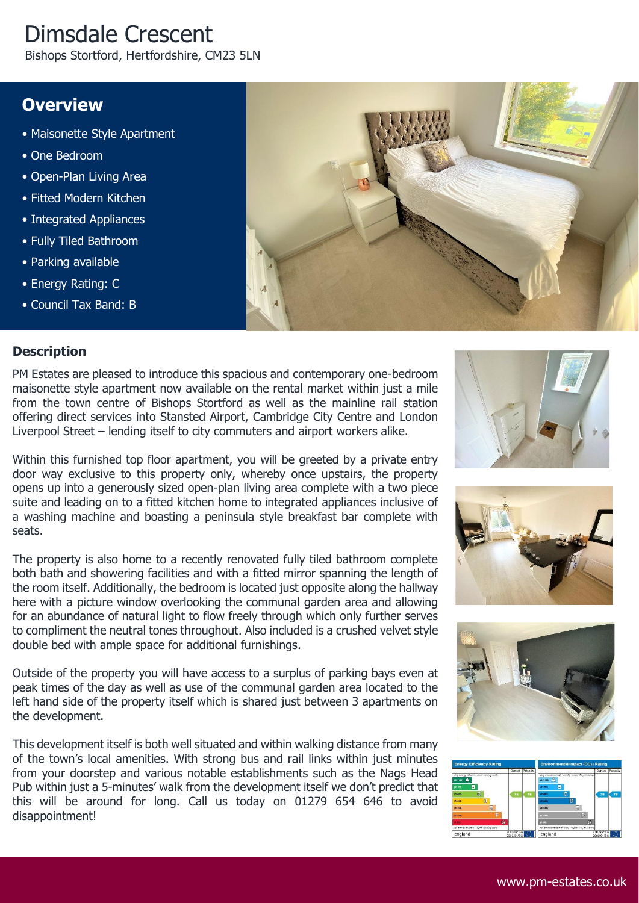# Dimsdale Crescent

Bishops Stortford, Hertfordshire, CM23 5LN

## Overview

- Maisonette Style Apartment
- One Bedroom
- Open-Plan Living Area
- Fitted Modern Kitchen
- Integrated Appliances
- Fully Tiled Bathroom
- Parking available
- Energy Rating: C
- Council Tax Band: B

## Description

PM Estates are pleased to introduce this spacious and contemporary one-bedroom maisonette style apartment now available on the rental market within just a mile from the town centre of Bishops Stortford as well as the mainline rail station offering direct services into Stansted Airport, Cambridge City Centre and London Liverpool Street – lending itself to city commuters and airport workers alike.

Within this furnished top floor apartment, you will be greeted by a private entry door way exclusive to this property only, whereby once upstairs, the property opens up into a generously sized open-plan living area complete with a two piece suite and leading on to a fitted kitchen home to integrated appliances inclusive of a washing machine and boasting a peninsula style breakfast bar complete with seats.

The property is also home to a recently renovated fully tiled bathroom complete both bath and showering facilities and with a fitted mirror spanning the length of the room itself. Additionally, the bedroom is located just opposite along the hallway here with a picture window overlooking the communal garden area and allowing for an abundance of natural light to flow freely through which only further serves to compliment the neutral tones throughout. Also included is a crushed velvet style double bed with ample space for additional furnishings.

Outside of the property you will have access to a surplus of parking bays even at peak times of the day as well as use of the communal garden area located to the left hand side of the property itself which is shared just between 3 apartments on the development.

This development itself is both well situated and within walking distance from many of the town's local amenities. With strong bus and rail links within just minutes from your doorstep and various notable establishments such as the Nags Head Pub within just a 5-minutes' walk from the development itself we don't predict that this will be around for long. Call us today on 01279 654 646 to avoid disappointment!

www.pm-estates.co.uk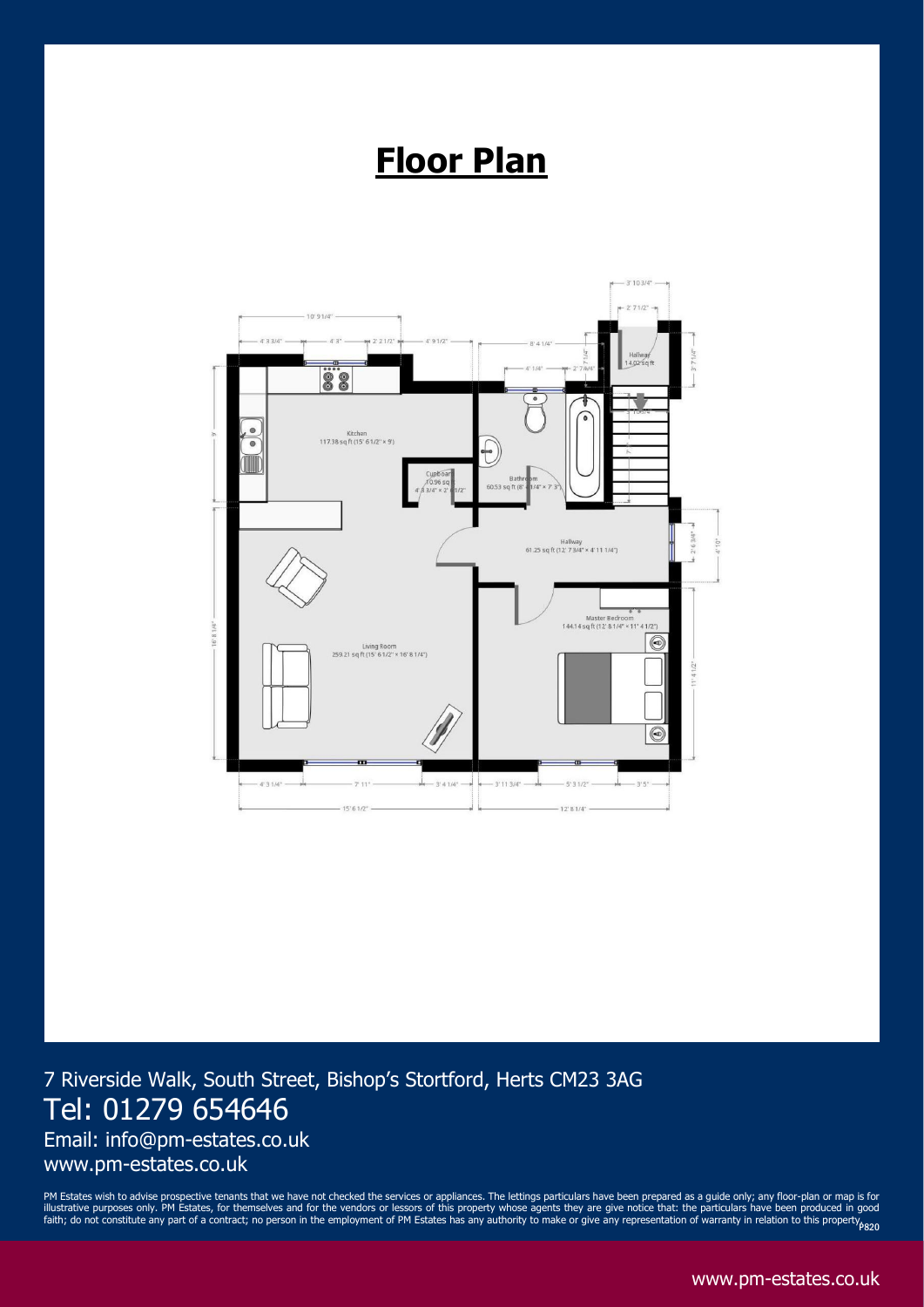# Floor Plan

Kitchen
117.38 sq ft (15' 6 1/2" × 9')

Cupboard
10.96 sq ft
4' 3 3/4" × 2' 6 1/2"

Bathroom
60.53 sq ft (8' 4 1/4" × 7' 3")

Hallway
14.02 sq ft

Hallway
61.25 sq ft (12' 7 3/4" × 4' 11 1/4")

Living Room
259.21 sq ft (15' 6 1/2" × 16' 8 1/4")

Master Bedroom
144.14 sq ft (12' 8 1/4" × 11' 4 1/2")

7 Riverside Walk, South Street, Bishop's Stortford, Herts CM23 3AG

Tel: 01279 654646

Email: info@pm-estates.co.uk

www.pm-estates.co.uk

PM Estates wish to advise prospective tenants that we have not checked the services or appliances. The lettings particulars have been prepared as a guide only; any floor-plan or map is for illustrative purposes only. PM Estates, for themselves and for the vendors or lessors of this property whose agents they are give notice that: the particulars have been produced in good faith; do not constitute any part of a contract; no person in the employment of PM Estates has any authority to make or give any representation of warranty in relation to this property

P820